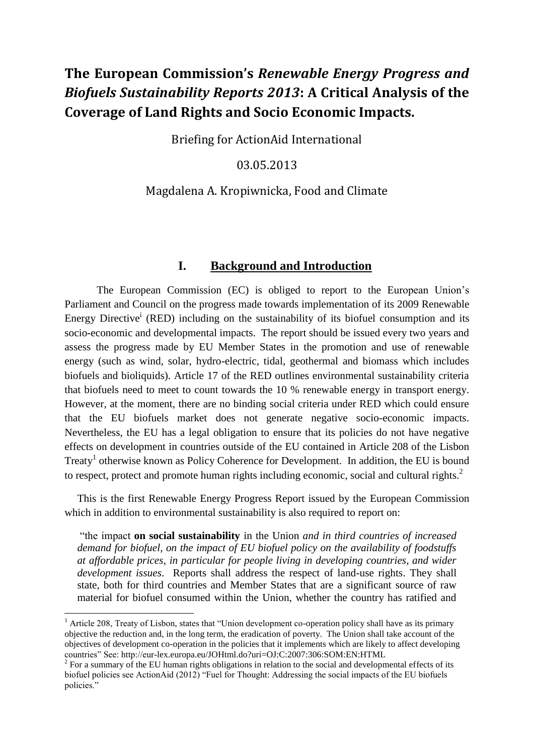# The European Commission's *Renewable Energy Progress and Biofuels Sustainability Reports 2013*: A Critical Analysis of the Coverage of Land Rights and Socio Economic Impacts.

Briefing for ActionAid International

03.05.2013

Magdalena A. Kropiwnicka, Food and Climate

## I. Background and Introduction

The European Commission (EC) is obliged to report to the European Union's Parliament and Council on the progress made towards implementation of its 2009 Renewable Energy Directive[i] (RED) including on the sustainability of its biofuel consumption and its socio-economic and developmental impacts. The report should be issued every two years and assess the progress made by EU Member States in the promotion and use of renewable energy (such as wind, solar, hydro-electric, tidal, geothermal and biomass which includes biofuels and bioliquids). Article 17 of the RED outlines environmental sustainability criteria that biofuels need to meet to count towards the 10 % renewable energy in transport energy. However, at the moment, there are no binding social criteria under RED which could ensure that the EU biofuels market does not generate negative socio-economic impacts. Nevertheless, the EU has a legal obligation to ensure that its policies do not have negative effects on development in countries outside of the EU contained in Article 208 of the Lisbon Treaty[1] otherwise known as Policy Coherence for Development. In addition, the EU is bound to respect, protect and promote human rights including economic, social and cultural rights.[2]

This is the first Renewable Energy Progress Report issued by the European Commission which in addition to environmental sustainability is also required to report on:

> "the impact **on social sustainability** in the Union *and in third countries of increased demand for biofuel, on the impact of EU biofuel policy on the availability of foodstuffs at affordable prices, in particular for people living in developing countries, and wider development issues*. Reports shall address the respect of land-use rights. They shall state, both for third countries and Member States that are a significant source of raw material for biofuel consumed within the Union, whether the country has ratified and

[1] Article 208, Treaty of Lisbon, states that "Union development co-operation policy shall have as its primary objective the reduction and, in the long term, the eradication of poverty. The Union shall take account of the objectives of development co-operation in the policies that it implements which are likely to affect developing countries" See: http://eur-lex.europa.eu/JOHtml.do?uri=OJ:C:2007:306:SOM:EN:HTML

[2] For a summary of the EU human rights obligations in relation to the social and developmental effects of its biofuel policies see ActionAid (2012) "Fuel for Thought: Addressing the social impacts of the EU biofuels policies."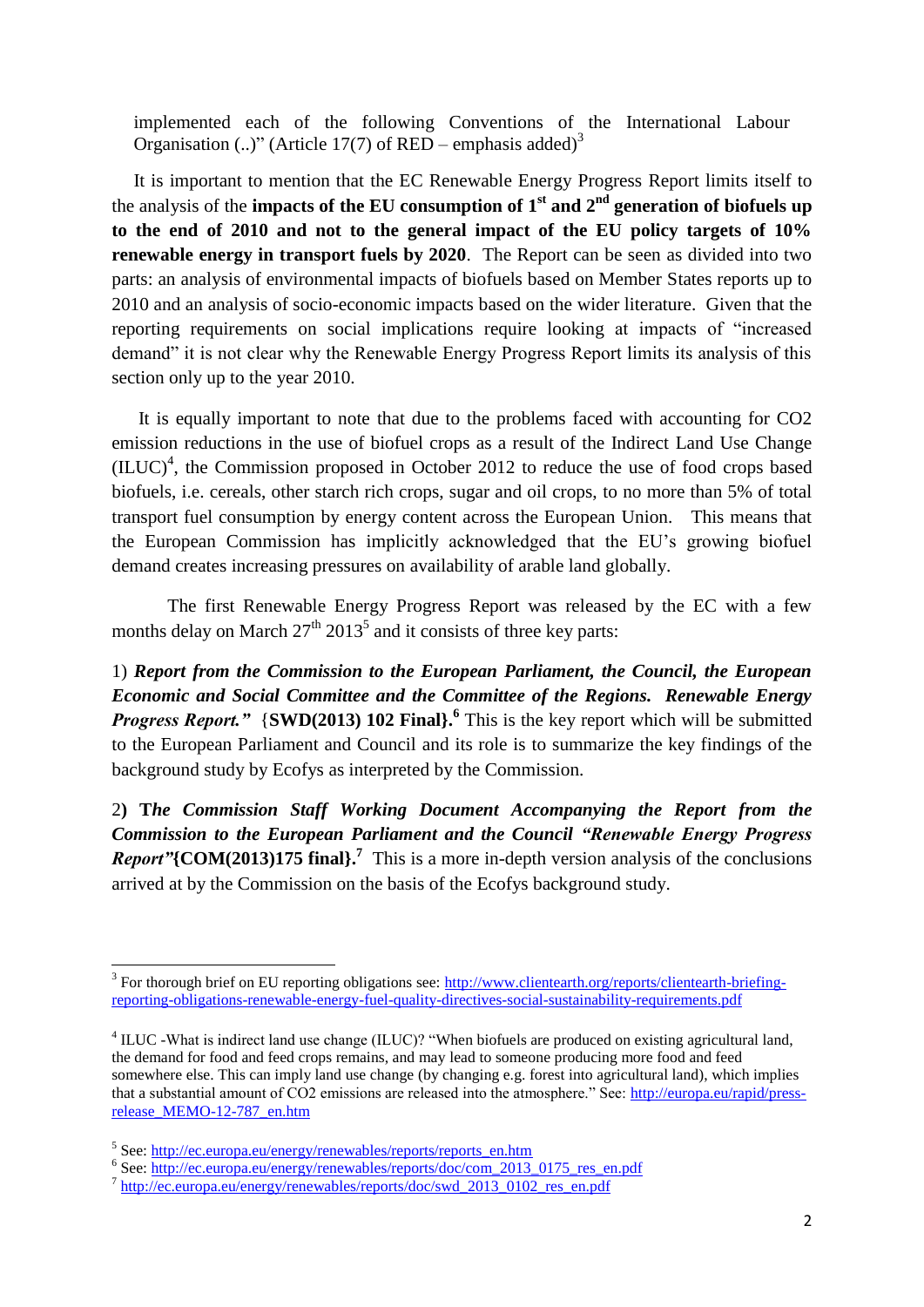implemented each of the following Conventions of the International Labour Organisation (..)" (Article 17(7) of RED – emphasis added)[3]

It is important to mention that the EC Renewable Energy Progress Report limits itself to the analysis of the **impacts of the EU consumption of 1st and 2nd generation of biofuels up to the end of 2010 and not to the general impact of the EU policy targets of 10% renewable energy in transport fuels by 2020**. The Report can be seen as divided into two parts: an analysis of environmental impacts of biofuels based on Member States reports up to 2010 and an analysis of socio-economic impacts based on the wider literature. Given that the reporting requirements on social implications require looking at impacts of "increased demand" it is not clear why the Renewable Energy Progress Report limits its analysis of this section only up to the year 2010.

It is equally important to note that due to the problems faced with accounting for CO2 emission reductions in the use of biofuel crops as a result of the Indirect Land Use Change (ILUC)[4], the Commission proposed in October 2012 to reduce the use of food crops based biofuels, i.e. cereals, other starch rich crops, sugar and oil crops, to no more than 5% of total transport fuel consumption by energy content across the European Union. This means that the European Commission has implicitly acknowledged that the EU's growing biofuel demand creates increasing pressures on availability of arable land globally.

The first Renewable Energy Progress Report was released by the EC with a few months delay on March 27th 2013[5] and it consists of three key parts:

1) ***Report from the Commission to the European Parliament, the Council, the European Economic and Social Committee and the Committee of the Regions. Renewable Energy Progress Report."*** {**SWD(2013) 102 Final}.**[6] This is the key report which will be submitted to the European Parliament and Council and its role is to summarize the key findings of the background study by Ecofys as interpreted by the Commission.

2**)** **T*he Commission Staff Working Document Accompanying the Report from the Commission to the European Parliament and the Council "Renewable Energy Progress Report"*{COM(2013)175 final}.**[7] This is a more in-depth version analysis of the conclusions arrived at by the Commission on the basis of the Ecofys background study.

---

[3] For thorough brief on EU reporting obligations see: http://www.clientearth.org/reports/clientearth-briefing-reporting-obligations-renewable-energy-fuel-quality-directives-social-sustainability-requirements.pdf

[4] ILUC -What is indirect land use change (ILUC)? "When biofuels are produced on existing agricultural land, the demand for food and feed crops remains, and may lead to someone producing more food and feed somewhere else. This can imply land use change (by changing e.g. forest into agricultural land), which implies that a substantial amount of CO2 emissions are released into the atmosphere." See: http://europa.eu/rapid/press-release_MEMO-12-787_en.htm

[5] See: http://ec.europa.eu/energy/renewables/reports/reports_en.htm

[6] See: http://ec.europa.eu/energy/renewables/reports/doc/com_2013_0175_res_en.pdf

[7] http://ec.europa.eu/energy/renewables/reports/doc/swd_2013_0102_res_en.pdf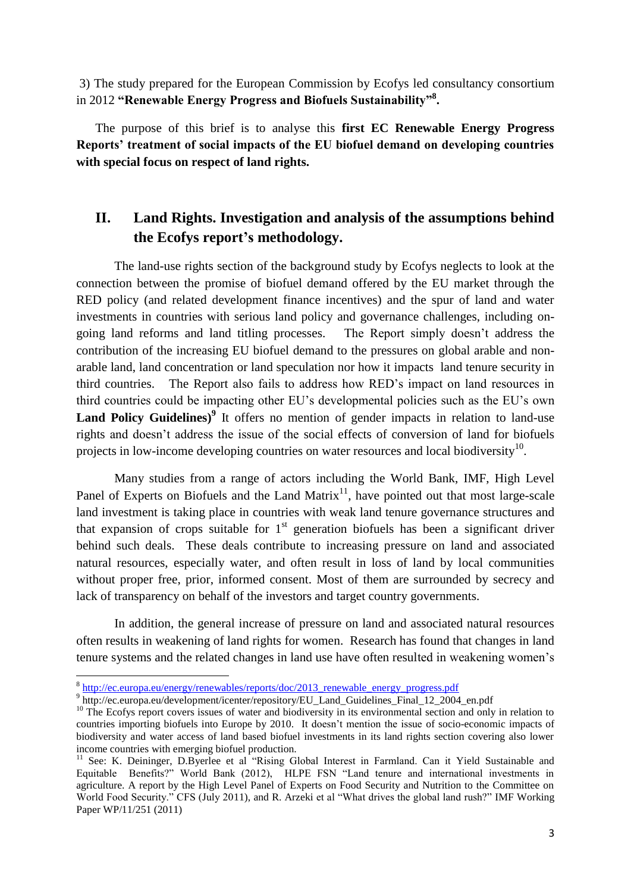3) The study prepared for the European Commission by Ecofys led consultancy consortium in 2012 **"Renewable Energy Progress and Biofuels Sustainability"[8].**

The purpose of this brief is to analyse this **first EC Renewable Energy Progress Reports' treatment of social impacts of the EU biofuel demand on developing countries with special focus on respect of land rights.**

## II. Land Rights. Investigation and analysis of the assumptions behind the Ecofys report's methodology.

The land-use rights section of the background study by Ecofys neglects to look at the connection between the promise of biofuel demand offered by the EU market through the RED policy (and related development finance incentives) and the spur of land and water investments in countries with serious land policy and governance challenges, including on-going land reforms and land titling processes. The Report simply doesn't address the contribution of the increasing EU biofuel demand to the pressures on global arable and non-arable land, land concentration or land speculation nor how it impacts land tenure security in third countries. The Report also fails to address how RED's impact on land resources in third countries could be impacting other EU's developmental policies such as the EU's own **Land Policy Guidelines)[9]** It offers no mention of gender impacts in relation to land-use rights and doesn't address the issue of the social effects of conversion of land for biofuels projects in low-income developing countries on water resources and local biodiversity[10].

Many studies from a range of actors including the World Bank, IMF, High Level Panel of Experts on Biofuels and the Land Matrix[11], have pointed out that most large-scale land investment is taking place in countries with weak land tenure governance structures and that expansion of crops suitable for 1st generation biofuels has been a significant driver behind such deals. These deals contribute to increasing pressure on land and associated natural resources, especially water, and often result in loss of land by local communities without proper free, prior, informed consent. Most of them are surrounded by secrecy and lack of transparency on behalf of the investors and target country governments.

In addition, the general increase of pressure on land and associated natural resources often results in weakening of land rights for women. Research has found that changes in land tenure systems and the related changes in land use have often resulted in weakening women's

---

[8] http://ec.europa.eu/energy/renewables/reports/doc/2013_renewable_energy_progress.pdf

[9] http://ec.europa.eu/development/icenter/repository/EU_Land_Guidelines_Final_12_2004_en.pdf

[10] The Ecofys report covers issues of water and biodiversity in its environmental section and only in relation to countries importing biofuels into Europe by 2010. It doesn't mention the issue of socio-economic impacts of biodiversity and water access of land based biofuel investments in its land rights section covering also lower income countries with emerging biofuel production.

[11] See: K. Deininger, D.Byerlee et al "Rising Global Interest in Farmland. Can it Yield Sustainable and Equitable Benefits?" World Bank (2012), HLPE FSN "Land tenure and international investments in agriculture. A report by the High Level Panel of Experts on Food Security and Nutrition to the Committee on World Food Security." CFS (July 2011), and R. Arzeki et al "What drives the global land rush?" IMF Working Paper WP/11/251 (2011)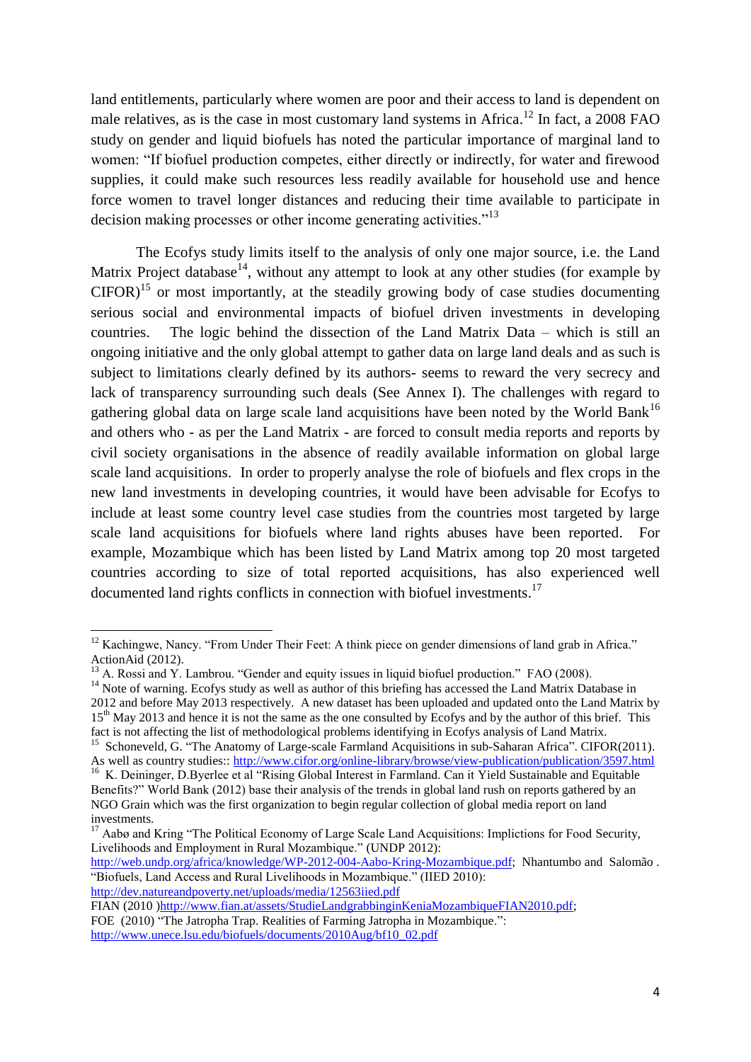land entitlements, particularly where women are poor and their access to land is dependent on male relatives, as is the case in most customary land systems in Africa.[12] In fact, a 2008 FAO study on gender and liquid biofuels has noted the particular importance of marginal land to women: "If biofuel production competes, either directly or indirectly, for water and firewood supplies, it could make such resources less readily available for household use and hence force women to travel longer distances and reducing their time available to participate in decision making processes or other income generating activities."[13]

The Ecofys study limits itself to the analysis of only one major source, i.e. the Land Matrix Project database[14], without any attempt to look at any other studies (for example by CIFOR)[15] or most importantly, at the steadily growing body of case studies documenting serious social and environmental impacts of biofuel driven investments in developing countries. The logic behind the dissection of the Land Matrix Data – which is still an ongoing initiative and the only global attempt to gather data on large land deals and as such is subject to limitations clearly defined by its authors- seems to reward the very secrecy and lack of transparency surrounding such deals (See Annex I). The challenges with regard to gathering global data on large scale land acquisitions have been noted by the World Bank[16] and others who - as per the Land Matrix - are forced to consult media reports and reports by civil society organisations in the absence of readily available information on global large scale land acquisitions. In order to properly analyse the role of biofuels and flex crops in the new land investments in developing countries, it would have been advisable for Ecofys to include at least some country level case studies from the countries most targeted by large scale land acquisitions for biofuels where land rights abuses have been reported. For example, Mozambique which has been listed by Land Matrix among top 20 most targeted countries according to size of total reported acquisitions, has also experienced well documented land rights conflicts in connection with biofuel investments.[17]

---

[12] Kachingwe, Nancy. "From Under Their Feet: A think piece on gender dimensions of land grab in Africa." ActionAid (2012).

[13] A. Rossi and Y. Lambrou. "Gender and equity issues in liquid biofuel production." FAO (2008).

[14] Note of warning. Ecofys study as well as author of this briefing has accessed the Land Matrix Database in 2012 and before May 2013 respectively. A new dataset has been uploaded and updated onto the Land Matrix by 15th May 2013 and hence it is not the same as the one consulted by Ecofys and by the author of this brief. This fact is not affecting the list of methodological problems identifying in Ecofys analysis of Land Matrix.

[15] Schoneveld, G. "The Anatomy of Large-scale Farmland Acquisitions in sub-Saharan Africa". CIFOR(2011). As well as country studies:: http://www.cifor.org/online-library/browse/view-publication/publication/3597.html

[16] K. Deininger, D.Byerlee et al "Rising Global Interest in Farmland. Can it Yield Sustainable and Equitable Benefits?" World Bank (2012) base their analysis of the trends in global land rush on reports gathered by an NGO Grain which was the first organization to begin regular collection of global media report on land investments.

[17] Aabø and Kring "The Political Economy of Large Scale Land Acquisitions: Implictions for Food Security, Livelihoods and Employment in Rural Mozambique." (UNDP 2012): http://web.undp.org/africa/knowledge/WP-2012-004-Aabo-Kring-Mozambique.pdf; Nhantumbo and Salomão . "Biofuels, Land Access and Rural Livelihoods in Mozambique." (IIED 2010): http://dev.natureandpoverty.net/uploads/media/12563iied.pdf
FIAN (2010 )http://www.fian.at/assets/StudieLandgrabbinginKeniaMozambiqueFIAN2010.pdf;
FOE (2010) "The Jatropha Trap. Realities of Farming Jatropha in Mozambique.": http://www.unece.lsu.edu/biofuels/documents/2010Aug/bf10_02.pdf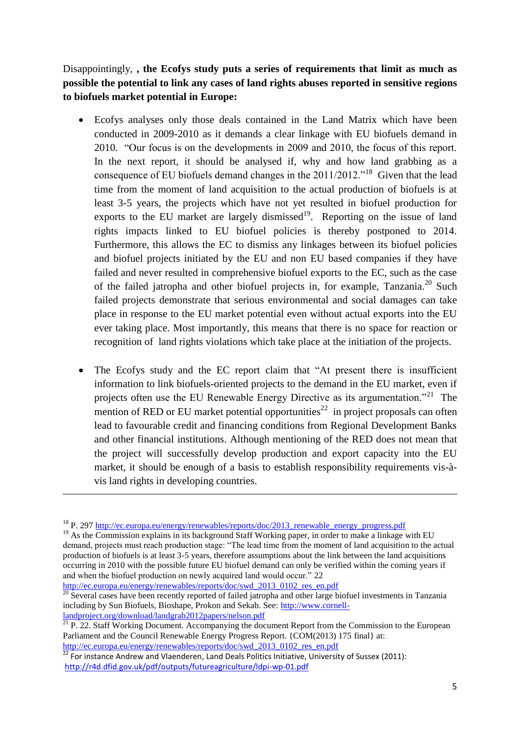Disappointingly, **, the Ecofys study puts a series of requirements that limit as much as possible the potential to link any cases of land rights abuses reported in sensitive regions to biofuels market potential in Europe:**

- Ecofys analyses only those deals contained in the Land Matrix which have been conducted in 2009-2010 as it demands a clear linkage with EU biofuels demand in 2010. "Our focus is on the developments in 2009 and 2010, the focus of this report. In the next report, it should be analysed if, why and how land grabbing as a consequence of EU biofuels demand changes in the 2011/2012."[18] Given that the lead time from the moment of land acquisition to the actual production of biofuels is at least 3-5 years, the projects which have not yet resulted in biofuel production for exports to the EU market are largely dismissed[19]. Reporting on the issue of land rights impacts linked to EU biofuel policies is thereby postponed to 2014. Furthermore, this allows the EC to dismiss any linkages between its biofuel policies and biofuel projects initiated by the EU and non EU based companies if they have failed and never resulted in comprehensive biofuel exports to the EC, such as the case of the failed jatropha and other biofuel projects in, for example, Tanzania.[20] Such failed projects demonstrate that serious environmental and social damages can take place in response to the EU market potential even without actual exports into the EU ever taking place. Most importantly, this means that there is no space for reaction or recognition of land rights violations which take place at the initiation of the projects.

- The Ecofys study and the EC report claim that "At present there is insufficient information to link biofuels-oriented projects to the demand in the EU market, even if projects often use the EU Renewable Energy Directive as its argumentation."[21] The mention of RED or EU market potential opportunities[22] in project proposals can often lead to favourable credit and financing conditions from Regional Development Banks and other financial institutions. Although mentioning of the RED does not mean that the project will successfully develop production and export capacity into the EU market, it should be enough of a basis to establish responsibility requirements vis-à-vis land rights in developing countries.

---

[18] P. 297 http://ec.europa.eu/energy/renewables/reports/doc/2013_renewable_energy_progress.pdf

[19] As the Commission explains in its background Staff Working paper, in order to make a linkage with EU demand, projects must reach production stage: "The lead time from the moment of land acquisition to the actual production of biofuels is at least 3-5 years, therefore assumptions about the link between the land acquisitions occurring in 2010 with the possible future EU biofuel demand can only be verified within the coming years if and when the biofuel production on newly acquired land would occur." 22 http://ec.europa.eu/energy/renewables/reports/doc/swd_2013_0102_res_en.pdf

[20] Several cases have been recently reported of failed jatropha and other large biofuel investments in Tanzania including by Sun Biofuels, Bioshape, Prokon and Sekab. See: http://www.cornell-landproject.org/download/landgrab2012papers/nelson.pdf

[21] P. 22. Staff Working Document. Accompanying the document Report from the Commission to the European Parliament and the Council Renewable Energy Progress Report. {COM(2013) 175 final} at: http://ec.europa.eu/energy/renewables/reports/doc/swd_2013_0102_res_en.pdf

[22] For instance Andrew and Vlaenderen, Land Deals Politics Initiative, University of Sussex (2011): http://r4d.dfid.gov.uk/pdf/outputs/futureagriculture/ldpi-wp-01.pdf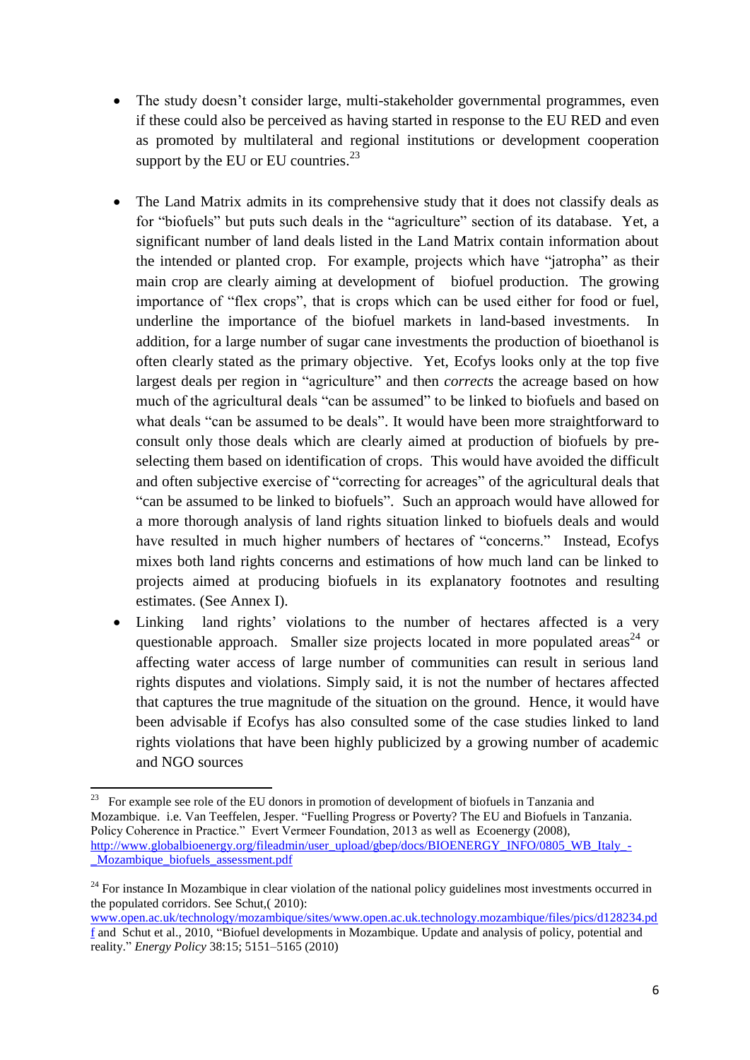- The study doesn't consider large, multi-stakeholder governmental programmes, even if these could also be perceived as having started in response to the EU RED and even as promoted by multilateral and regional institutions or development cooperation support by the EU or EU countries.[23]

- The Land Matrix admits in its comprehensive study that it does not classify deals as for "biofuels" but puts such deals in the "agriculture" section of its database. Yet, a significant number of land deals listed in the Land Matrix contain information about the intended or planted crop. For example, projects which have "jatropha" as their main crop are clearly aiming at development of biofuel production. The growing importance of "flex crops", that is crops which can be used either for food or fuel, underline the importance of the biofuel markets in land-based investments. In addition, for a large number of sugar cane investments the production of bioethanol is often clearly stated as the primary objective. Yet, Ecofys looks only at the top five largest deals per region in "agriculture" and then *corrects* the acreage based on how much of the agricultural deals "can be assumed" to be linked to biofuels and based on what deals "can be assumed to be deals". It would have been more straightforward to consult only those deals which are clearly aimed at production of biofuels by pre-selecting them based on identification of crops. This would have avoided the difficult and often subjective exercise of "correcting for acreages" of the agricultural deals that "can be assumed to be linked to biofuels". Such an approach would have allowed for a more thorough analysis of land rights situation linked to biofuels deals and would have resulted in much higher numbers of hectares of "concerns." Instead, Ecofys mixes both land rights concerns and estimations of how much land can be linked to projects aimed at producing biofuels in its explanatory footnotes and resulting estimates. (See Annex I).

- Linking land rights' violations to the number of hectares affected is a very questionable approach. Smaller size projects located in more populated areas[24] or affecting water access of large number of communities can result in serious land rights disputes and violations. Simply said, it is not the number of hectares affected that captures the true magnitude of the situation on the ground. Hence, it would have been advisable if Ecofys has also consulted some of the case studies linked to land rights violations that have been highly publicized by a growing number of academic and NGO sources

---

[23] For example see role of the EU donors in promotion of development of biofuels in Tanzania and Mozambique. i.e. Van Teeffelen, Jesper. "Fuelling Progress or Poverty? The EU and Biofuels in Tanzania. Policy Coherence in Practice." Evert Vermeer Foundation, 2013 as well as Ecoenergy (2008), http://www.globalbioenergy.org/fileadmin/user_upload/gbep/docs/BIOENERGY_INFO/0805_WB_Italy_-_Mozambique_biofuels_assessment.pdf

[24] For instance In Mozambique in clear violation of the national policy guidelines most investments occurred in the populated corridors. See Schut,( 2010): www.open.ac.uk/technology/mozambique/sites/www.open.ac.uk.technology.mozambique/files/pics/d128234.pdf and Schut et al., 2010, "Biofuel developments in Mozambique. Update and analysis of policy, potential and reality." *Energy Policy* 38:15; 5151–5165 (2010)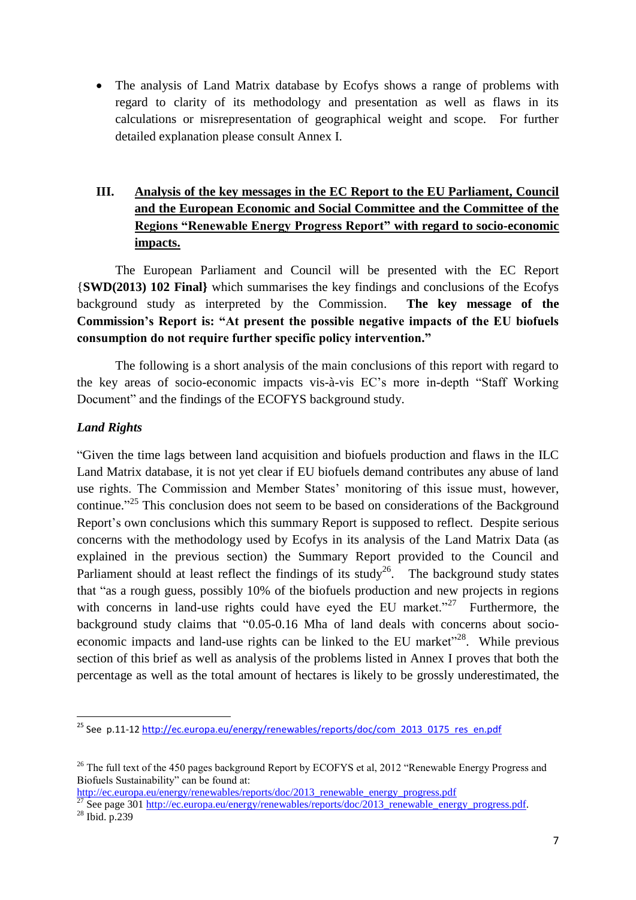- The analysis of Land Matrix database by Ecofys shows a range of problems with regard to clarity of its methodology and presentation as well as flaws in its calculations or misrepresentation of geographical weight and scope. For further detailed explanation please consult Annex I.

## III. Analysis of the key messages in the EC Report to the EU Parliament, Council and the European Economic and Social Committee and the Committee of the Regions "Renewable Energy Progress Report" with regard to socio-economic impacts.

The European Parliament and Council will be presented with the EC Report {**SWD(2013) 102 Final}** which summarises the key findings and conclusions of the Ecofys background study as interpreted by the Commission. **The key message of the Commission's Report is: "At present the possible negative impacts of the EU biofuels consumption do not require further specific policy intervention."**

The following is a short analysis of the main conclusions of this report with regard to the key areas of socio-economic impacts vis-à-vis EC's more in-depth "Staff Working Document" and the findings of the ECOFYS background study.

### *Land Rights*

"Given the time lags between land acquisition and biofuels production and flaws in the ILC Land Matrix database, it is not yet clear if EU biofuels demand contributes any abuse of land use rights. The Commission and Member States' monitoring of this issue must, however, continue."[25] This conclusion does not seem to be based on considerations of the Background Report's own conclusions which this summary Report is supposed to reflect. Despite serious concerns with the methodology used by Ecofys in its analysis of the Land Matrix Data (as explained in the previous section) the Summary Report provided to the Council and Parliament should at least reflect the findings of its study[26]. The background study states that "as a rough guess, possibly 10% of the biofuels production and new projects in regions with concerns in land-use rights could have eyed the EU market."[27] Furthermore, the background study claims that "0.05-0.16 Mha of land deals with concerns about socio-economic impacts and land-use rights can be linked to the EU market"[28]. While previous section of this brief as well as analysis of the problems listed in Annex I proves that both the percentage as well as the total amount of hectares is likely to be grossly underestimated, the

---

[25] See p.11-12 http://ec.europa.eu/energy/renewables/reports/doc/com_2013_0175_res_en.pdf

[26] The full text of the 450 pages background Report by ECOFYS et al, 2012 "Renewable Energy Progress and Biofuels Sustainability" can be found at: http://ec.europa.eu/energy/renewables/reports/doc/2013_renewable_energy_progress.pdf

[27] See page 301 http://ec.europa.eu/energy/renewables/reports/doc/2013_renewable_energy_progress.pdf.

[28] Ibid. p.239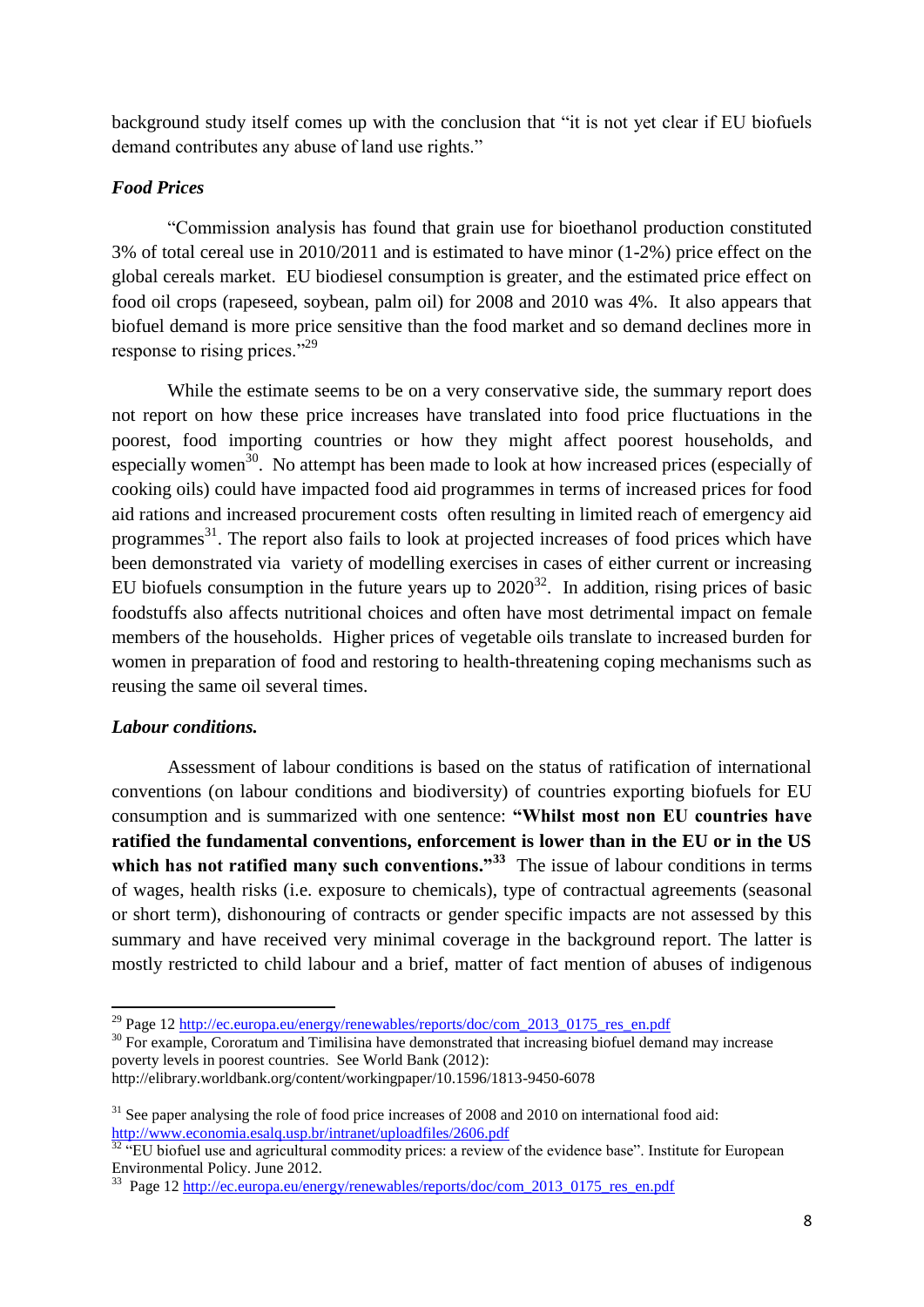background study itself comes up with the conclusion that "it is not yet clear if EU biofuels demand contributes any abuse of land use rights."

### *Food Prices*

"Commission analysis has found that grain use for bioethanol production constituted 3% of total cereal use in 2010/2011 and is estimated to have minor (1-2%) price effect on the global cereals market. EU biodiesel consumption is greater, and the estimated price effect on food oil crops (rapeseed, soybean, palm oil) for 2008 and 2010 was 4%. It also appears that biofuel demand is more price sensitive than the food market and so demand declines more in response to rising prices."[29]

While the estimate seems to be on a very conservative side, the summary report does not report on how these price increases have translated into food price fluctuations in the poorest, food importing countries or how they might affect poorest households, and especially women[30]. No attempt has been made to look at how increased prices (especially of cooking oils) could have impacted food aid programmes in terms of increased prices for food aid rations and increased procurement costs often resulting in limited reach of emergency aid programmes[31]. The report also fails to look at projected increases of food prices which have been demonstrated via variety of modelling exercises in cases of either current or increasing EU biofuels consumption in the future years up to 2020[32]. In addition, rising prices of basic foodstuffs also affects nutritional choices and often have most detrimental impact on female members of the households. Higher prices of vegetable oils translate to increased burden for women in preparation of food and restoring to health-threatening coping mechanisms such as reusing the same oil several times.

### *Labour conditions.*

Assessment of labour conditions is based on the status of ratification of international conventions (on labour conditions and biodiversity) of countries exporting biofuels for EU consumption and is summarized with one sentence: **"Whilst most non EU countries have ratified the fundamental conventions, enforcement is lower than in the EU or in the US which has not ratified many such conventions."[33]** The issue of labour conditions in terms of wages, health risks (i.e. exposure to chemicals), type of contractual agreements (seasonal or short term), dishonouring of contracts or gender specific impacts are not assessed by this summary and have received very minimal coverage in the background report. The latter is mostly restricted to child labour and a brief, matter of fact mention of abuses of indigenous

---

[29] Page 12 http://ec.europa.eu/energy/renewables/reports/doc/com_2013_0175_res_en.pdf

[30] For example, Cororatum and Timilisina have demonstrated that increasing biofuel demand may increase poverty levels in poorest countries. See World Bank (2012): http://elibrary.worldbank.org/content/workingpaper/10.1596/1813-9450-6078

[31] See paper analysing the role of food price increases of 2008 and 2010 on international food aid: http://www.economia.esalq.usp.br/intranet/uploadfiles/2606.pdf

[32] "EU biofuel use and agricultural commodity prices: a review of the evidence base". Institute for European Environmental Policy. June 2012.

[33] Page 12 http://ec.europa.eu/energy/renewables/reports/doc/com_2013_0175_res_en.pdf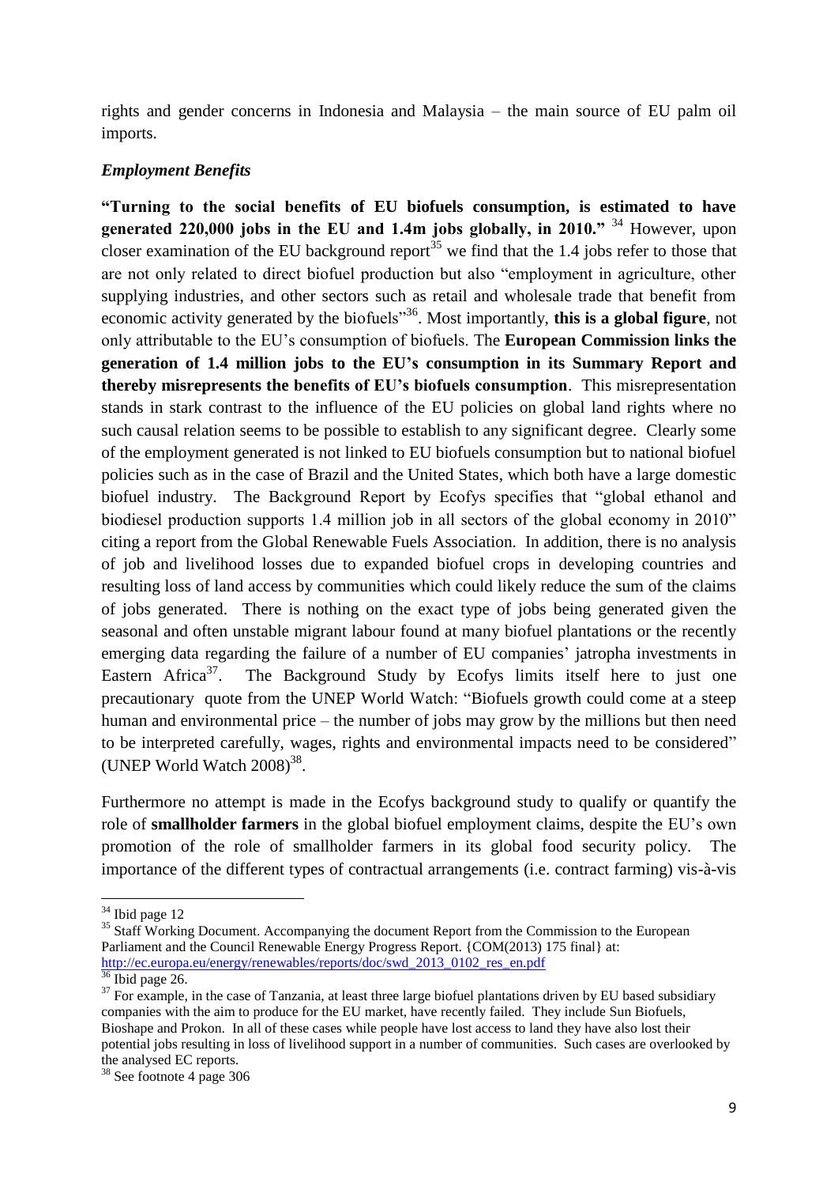rights and gender concerns in Indonesia and Malaysia – the main source of EU palm oil imports.

***Employment Benefits***

**"Turning to the social benefits of EU biofuels consumption, is estimated to have generated 220,000 jobs in the EU and 1.4m jobs globally, in 2010."** [34] However, upon closer examination of the EU background report[35] we find that the 1.4 jobs refer to those that are not only related to direct biofuel production but also "employment in agriculture, other supplying industries, and other sectors such as retail and wholesale trade that benefit from economic activity generated by the biofuels"[36]. Most importantly, **this is a global figure**, not only attributable to the EU's consumption of biofuels. The **European Commission links the generation of 1.4 million jobs to the EU's consumption in its Summary Report and thereby misrepresents the benefits of EU's biofuels consumption**. This misrepresentation stands in stark contrast to the influence of the EU policies on global land rights where no such causal relation seems to be possible to establish to any significant degree. Clearly some of the employment generated is not linked to EU biofuels consumption but to national biofuel policies such as in the case of Brazil and the United States, which both have a large domestic biofuel industry. The Background Report by Ecofys specifies that "global ethanol and biodiesel production supports 1.4 million job in all sectors of the global economy in 2010" citing a report from the Global Renewable Fuels Association. In addition, there is no analysis of job and livelihood losses due to expanded biofuel crops in developing countries and resulting loss of land access by communities which could likely reduce the sum of the claims of jobs generated. There is nothing on the exact type of jobs being generated given the seasonal and often unstable migrant labour found at many biofuel plantations or the recently emerging data regarding the failure of a number of EU companies' jatropha investments in Eastern Africa[37]. The Background Study by Ecofys limits itself here to just one precautionary quote from the UNEP World Watch: "Biofuels growth could come at a steep human and environmental price – the number of jobs may grow by the millions but then need to be interpreted carefully, wages, rights and environmental impacts need to be considered" (UNEP World Watch 2008)[38].

Furthermore no attempt is made in the Ecofys background study to qualify or quantify the role of **smallholder farmers** in the global biofuel employment claims, despite the EU's own promotion of the role of smallholder farmers in its global food security policy. The importance of the different types of contractual arrangements (i.e. contract farming) vis-à-vis

---

[34] Ibid page 12

[35] Staff Working Document. Accompanying the document Report from the Commission to the European Parliament and the Council Renewable Energy Progress Report. {COM(2013) 175 final} at: http://ec.europa.eu/energy/renewables/reports/doc/swd_2013_0102_res_en.pdf

[36] Ibid page 26.

[37] For example, in the case of Tanzania, at least three large biofuel plantations driven by EU based subsidiary companies with the aim to produce for the EU market, have recently failed. They include Sun Biofuels, Bioshape and Prokon. In all of these cases while people have lost access to land they have also lost their potential jobs resulting in loss of livelihood support in a number of communities. Such cases are overlooked by the analysed EC reports.

[38] See footnote 4 page 306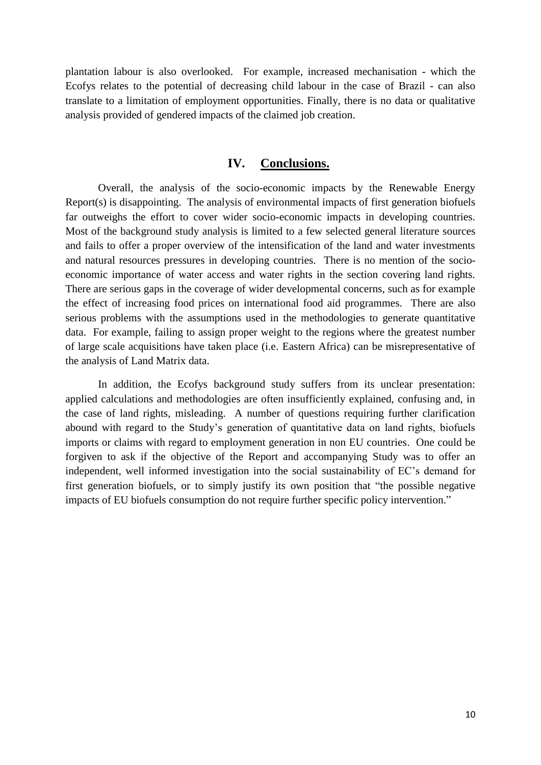plantation labour is also overlooked. For example, increased mechanisation - which the Ecofys relates to the potential of decreasing child labour in the case of Brazil - can also translate to a limitation of employment opportunities. Finally, there is no data or qualitative analysis provided of gendered impacts of the claimed job creation.

## IV. Conclusions.

Overall, the analysis of the socio-economic impacts by the Renewable Energy Report(s) is disappointing. The analysis of environmental impacts of first generation biofuels far outweighs the effort to cover wider socio-economic impacts in developing countries. Most of the background study analysis is limited to a few selected general literature sources and fails to offer a proper overview of the intensification of the land and water investments and natural resources pressures in developing countries. There is no mention of the socio-economic importance of water access and water rights in the section covering land rights. There are serious gaps in the coverage of wider developmental concerns, such as for example the effect of increasing food prices on international food aid programmes. There are also serious problems with the assumptions used in the methodologies to generate quantitative data. For example, failing to assign proper weight to the regions where the greatest number of large scale acquisitions have taken place (i.e. Eastern Africa) can be misrepresentative of the analysis of Land Matrix data.

In addition, the Ecofys background study suffers from its unclear presentation: applied calculations and methodologies are often insufficiently explained, confusing and, in the case of land rights, misleading. A number of questions requiring further clarification abound with regard to the Study's generation of quantitative data on land rights, biofuels imports or claims with regard to employment generation in non EU countries. One could be forgiven to ask if the objective of the Report and accompanying Study was to offer an independent, well informed investigation into the social sustainability of EC's demand for first generation biofuels, or to simply justify its own position that "the possible negative impacts of EU biofuels consumption do not require further specific policy intervention."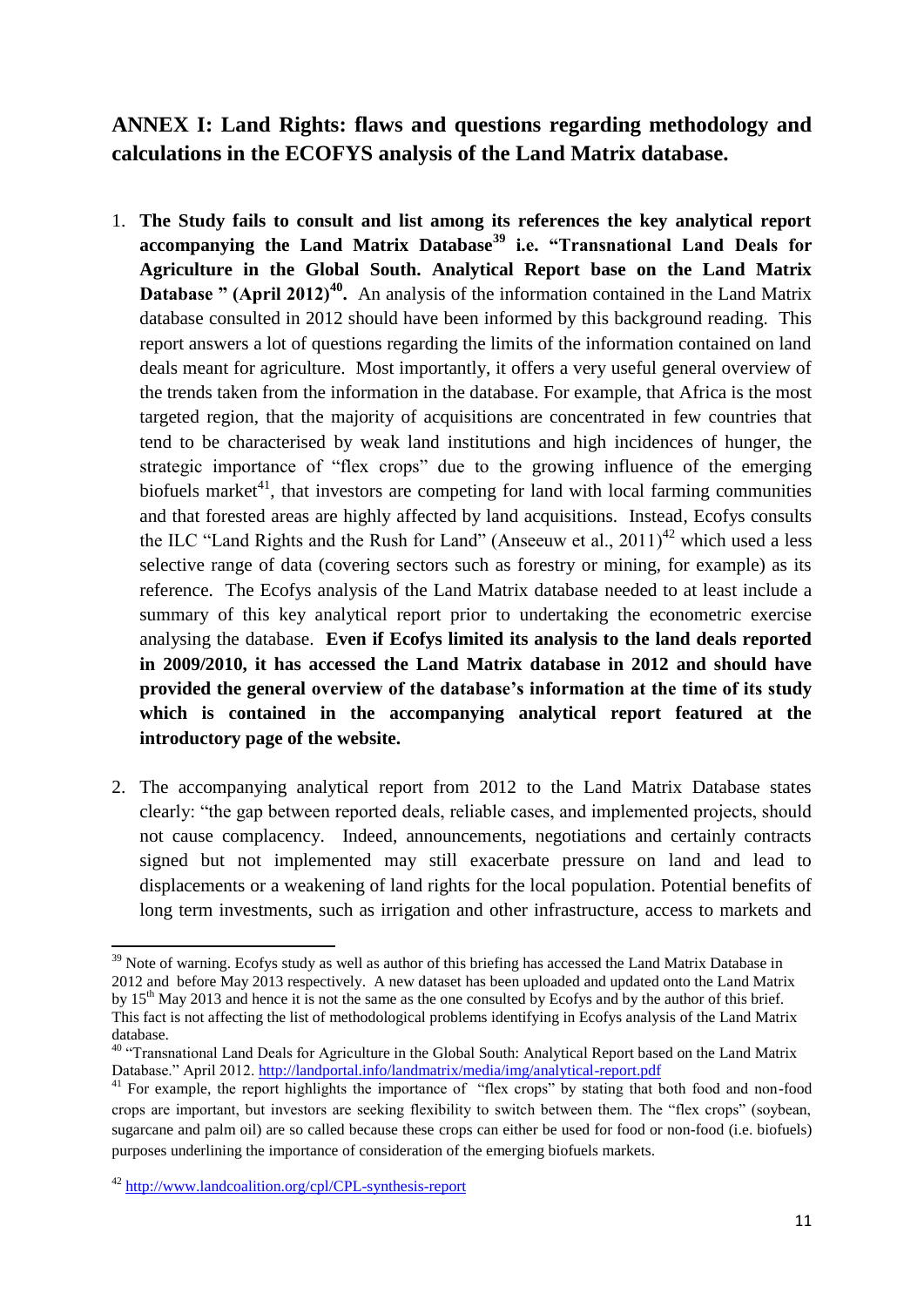## ANNEX I: Land Rights: flaws and questions regarding methodology and calculations in the ECOFYS analysis of the Land Matrix database.

1. **The Study fails to consult and list among its references the key analytical report accompanying the Land Matrix Database[39] i.e. "Transnational Land Deals for Agriculture in the Global South. Analytical Report base on the Land Matrix Database " (April 2012)[40].** An analysis of the information contained in the Land Matrix database consulted in 2012 should have been informed by this background reading. This report answers a lot of questions regarding the limits of the information contained on land deals meant for agriculture. Most importantly, it offers a very useful general overview of the trends taken from the information in the database. For example, that Africa is the most targeted region, that the majority of acquisitions are concentrated in few countries that tend to be characterised by weak land institutions and high incidences of hunger, the strategic importance of "flex crops" due to the growing influence of the emerging biofuels market[41], that investors are competing for land with local farming communities and that forested areas are highly affected by land acquisitions. Instead, Ecofys consults the ILC "Land Rights and the Rush for Land" (Anseeuw et al., 2011)[42] which used a less selective range of data (covering sectors such as forestry or mining, for example) as its reference. The Ecofys analysis of the Land Matrix database needed to at least include a summary of this key analytical report prior to undertaking the econometric exercise analysing the database. **Even if Ecofys limited its analysis to the land deals reported in 2009/2010, it has accessed the Land Matrix database in 2012 and should have provided the general overview of the database's information at the time of its study which is contained in the accompanying analytical report featured at the introductory page of the website.**

2. The accompanying analytical report from 2012 to the Land Matrix Database states clearly: "the gap between reported deals, reliable cases, and implemented projects, should not cause complacency. Indeed, announcements, negotiations and certainly contracts signed but not implemented may still exacerbate pressure on land and lead to displacements or a weakening of land rights for the local population. Potential benefits of long term investments, such as irrigation and other infrastructure, access to markets and

---

[39] Note of warning. Ecofys study as well as author of this briefing has accessed the Land Matrix Database in 2012 and before May 2013 respectively. A new dataset has been uploaded and updated onto the Land Matrix by 15th May 2013 and hence it is not the same as the one consulted by Ecofys and by the author of this brief. This fact is not affecting the list of methodological problems identifying in Ecofys analysis of the Land Matrix database.

[40] "Transnational Land Deals for Agriculture in the Global South: Analytical Report based on the Land Matrix Database." April 2012. http://landportal.info/landmatrix/media/img/analytical-report.pdf

[41] For example, the report highlights the importance of "flex crops" by stating that both food and non-food crops are important, but investors are seeking flexibility to switch between them. The "flex crops" (soybean, sugarcane and palm oil) are so called because these crops can either be used for food or non-food (i.e. biofuels) purposes underlining the importance of consideration of the emerging biofuels markets.

[42] http://www.landcoalition.org/cpl/CPL-synthesis-report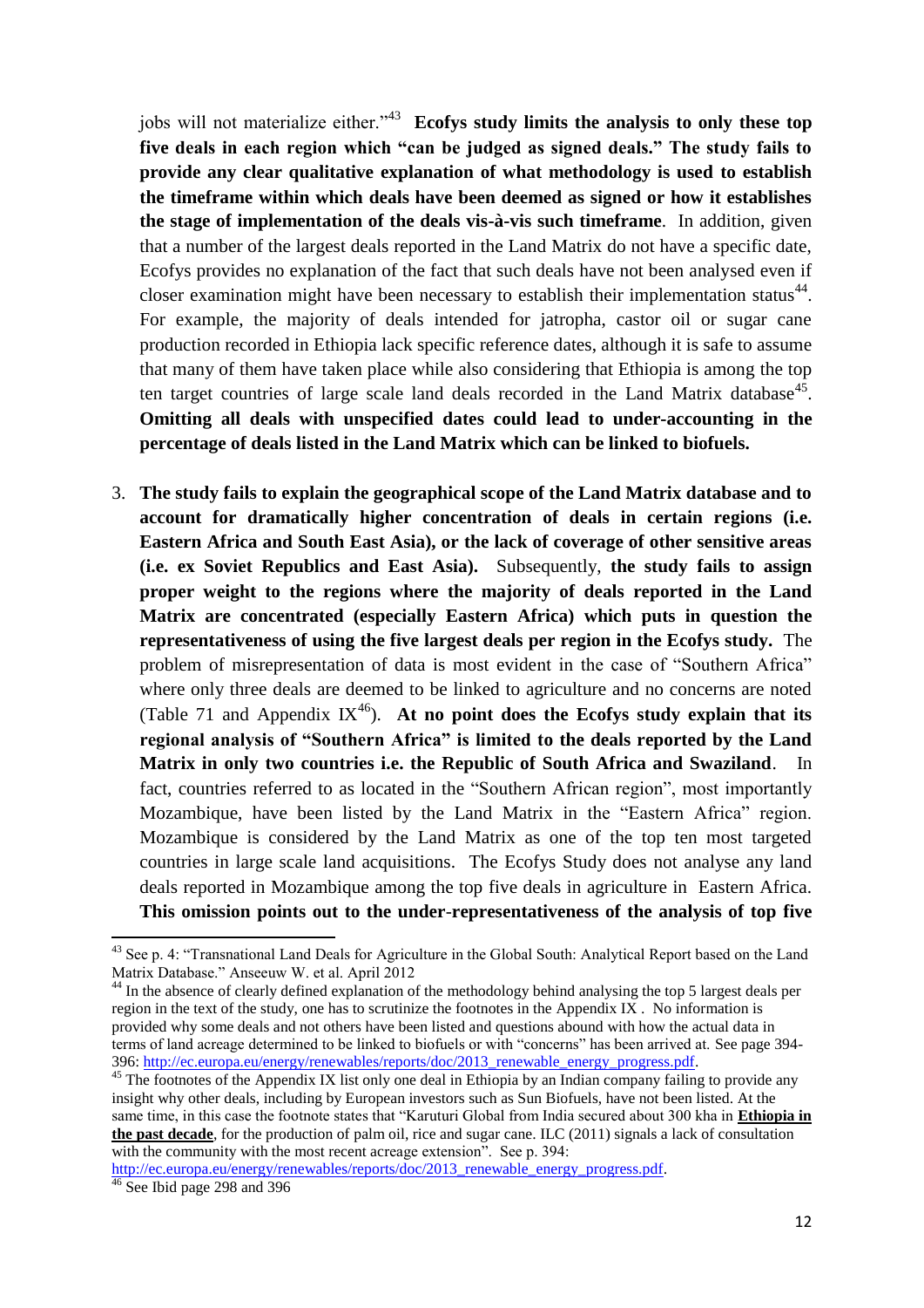jobs will not materialize either."[43] **Ecofys study limits the analysis to only these top five deals in each region which "can be judged as signed deals." The study fails to provide any clear qualitative explanation of what methodology is used to establish the timeframe within which deals have been deemed as signed or how it establishes the stage of implementation of the deals vis-à-vis such timeframe**. In addition, given that a number of the largest deals reported in the Land Matrix do not have a specific date, Ecofys provides no explanation of the fact that such deals have not been analysed even if closer examination might have been necessary to establish their implementation status[44]. For example, the majority of deals intended for jatropha, castor oil or sugar cane production recorded in Ethiopia lack specific reference dates, although it is safe to assume that many of them have taken place while also considering that Ethiopia is among the top ten target countries of large scale land deals recorded in the Land Matrix database[45]. **Omitting all deals with unspecified dates could lead to under-accounting in the percentage of deals listed in the Land Matrix which can be linked to biofuels.**

3. **The study fails to explain the geographical scope of the Land Matrix database and to account for dramatically higher concentration of deals in certain regions (i.e. Eastern Africa and South East Asia), or the lack of coverage of other sensitive areas (i.e. ex Soviet Republics and East Asia).** Subsequently, **the study fails to assign proper weight to the regions where the majority of deals reported in the Land Matrix are concentrated (especially Eastern Africa) which puts in question the representativeness of using the five largest deals per region in the Ecofys study.** The problem of misrepresentation of data is most evident in the case of "Southern Africa" where only three deals are deemed to be linked to agriculture and no concerns are noted (Table 71 and Appendix IX[46]). **At no point does the Ecofys study explain that its regional analysis of "Southern Africa" is limited to the deals reported by the Land Matrix in only two countries i.e. the Republic of South Africa and Swaziland**. In fact, countries referred to as located in the "Southern African region", most importantly Mozambique, have been listed by the Land Matrix in the "Eastern Africa" region. Mozambique is considered by the Land Matrix as one of the top ten most targeted countries in large scale land acquisitions. The Ecofys Study does not analyse any land deals reported in Mozambique among the top five deals in agriculture in Eastern Africa. **This omission points out to the under-representativeness of the analysis of top five**

---

[43] See p. 4: "Transnational Land Deals for Agriculture in the Global South: Analytical Report based on the Land Matrix Database." Anseeuw W. et al. April 2012

[44] In the absence of clearly defined explanation of the methodology behind analysing the top 5 largest deals per region in the text of the study, one has to scrutinize the footnotes in the Appendix IX . No information is provided why some deals and not others have been listed and questions abound with how the actual data in terms of land acreage determined to be linked to biofuels or with "concerns" has been arrived at. See page 394-396: http://ec.europa.eu/energy/renewables/reports/doc/2013_renewable_energy_progress.pdf.

[45] The footnotes of the Appendix IX list only one deal in Ethiopia by an Indian company failing to provide any insight why other deals, including by European investors such as Sun Biofuels, have not been listed. At the same time, in this case the footnote states that "Karuturi Global from India secured about 300 kha in **Ethiopia in the past decade**, for the production of palm oil, rice and sugar cane. ILC (2011) signals a lack of consultation with the community with the most recent acreage extension". See p. 394: http://ec.europa.eu/energy/renewables/reports/doc/2013_renewable_energy_progress.pdf.

[46] See Ibid page 298 and 396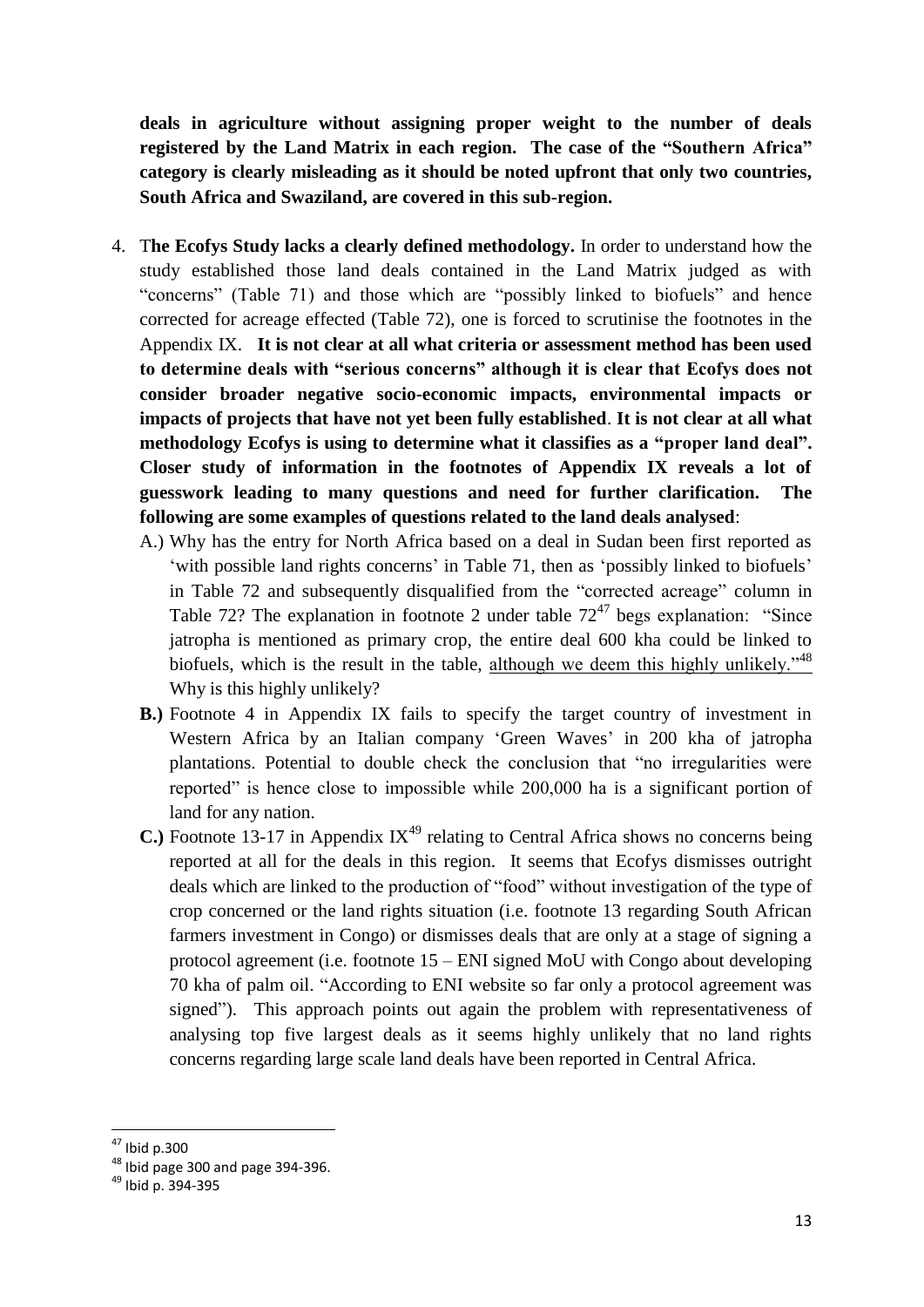**deals in agriculture without assigning proper weight to the number of deals registered by the Land Matrix in each region. The case of the "Southern Africa" category is clearly misleading as it should be noted upfront that only two countries, South Africa and Swaziland, are covered in this sub-region.**

4. T**he Ecofys Study lacks a clearly defined methodology.** In order to understand how the study established those land deals contained in the Land Matrix judged as with "concerns" (Table 71) and those which are "possibly linked to biofuels" and hence corrected for acreage effected (Table 72), one is forced to scrutinise the footnotes in the Appendix IX. **It is not clear at all what criteria or assessment method has been used to determine deals with "serious concerns" although it is clear that Ecofys does not consider broader negative socio-economic impacts, environmental impacts or impacts of projects that have not yet been fully established**. **It is not clear at all what methodology Ecofys is using to determine what it classifies as a "proper land deal". Closer study of information in the footnotes of Appendix IX reveals a lot of guesswork leading to many questions and need for further clarification. The following are some examples of questions related to the land deals analysed**:
   - A.) Why has the entry for North Africa based on a deal in Sudan been first reported as 'with possible land rights concerns' in Table 71, then as 'possibly linked to biofuels' in Table 72 and subsequently disqualified from the "corrected acreage" column in Table 72? The explanation in footnote 2 under table 72[47] begs explanation: "Since jatropha is mentioned as primary crop, the entire deal 600 kha could be linked to biofuels, which is the result in the table, <u>although we deem this highly unlikely.</u>"[48] Why is this highly unlikely?
   - **B.)** Footnote 4 in Appendix IX fails to specify the target country of investment in Western Africa by an Italian company 'Green Waves' in 200 kha of jatropha plantations. Potential to double check the conclusion that "no irregularities were reported" is hence close to impossible while 200,000 ha is a significant portion of land for any nation.
   - **C.)** Footnote 13-17 in Appendix IX[49] relating to Central Africa shows no concerns being reported at all for the deals in this region. It seems that Ecofys dismisses outright deals which are linked to the production of "food" without investigation of the type of crop concerned or the land rights situation (i.e. footnote 13 regarding South African farmers investment in Congo) or dismisses deals that are only at a stage of signing a protocol agreement (i.e. footnote 15 – ENI signed MoU with Congo about developing 70 kha of palm oil. "According to ENI website so far only a protocol agreement was signed"). This approach points out again the problem with representativeness of analysing top five largest deals as it seems highly unlikely that no land rights concerns regarding large scale land deals have been reported in Central Africa.

---

[47] Ibid p.300

[48] Ibid page 300 and page 394-396.

[49] Ibid p. 394-395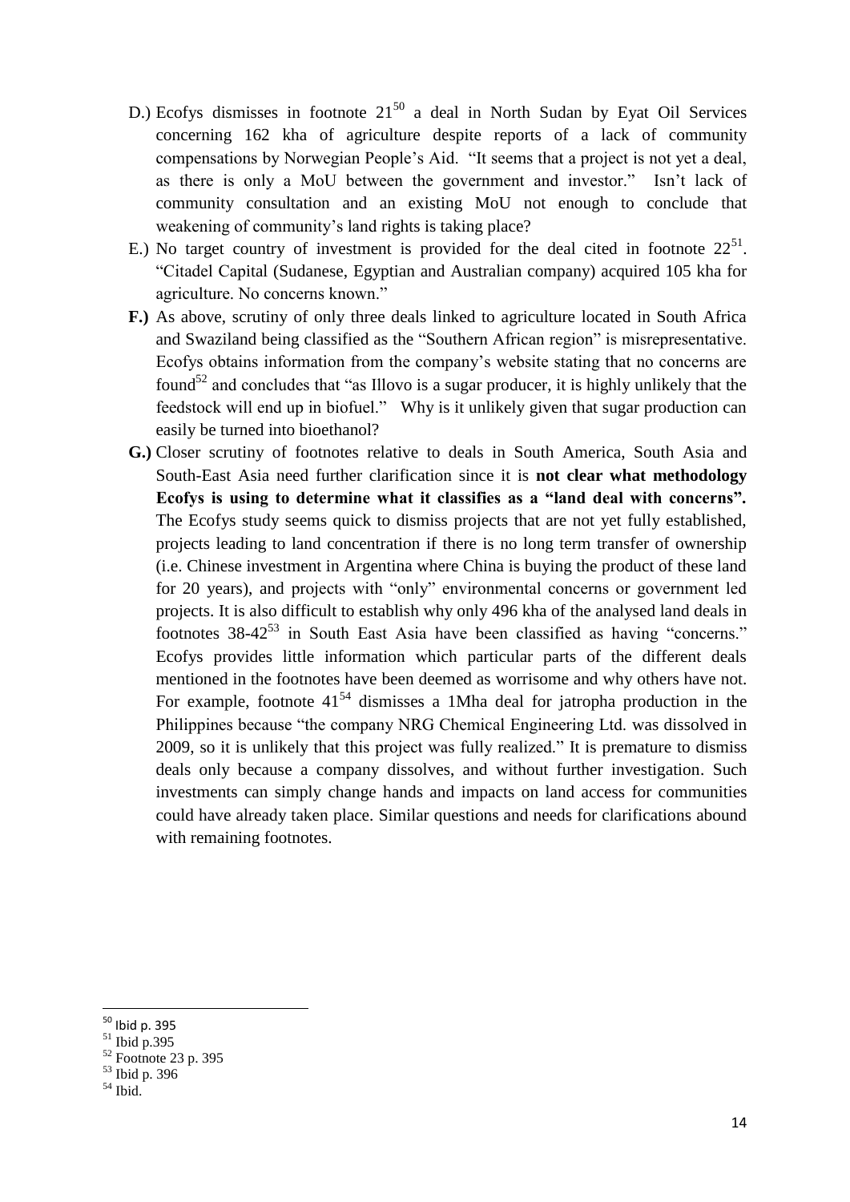D.) Ecofys dismisses in footnote 21[50] a deal in North Sudan by Eyat Oil Services concerning 162 kha of agriculture despite reports of a lack of community compensations by Norwegian People's Aid. "It seems that a project is not yet a deal, as there is only a MoU between the government and investor." Isn't lack of community consultation and an existing MoU not enough to conclude that weakening of community's land rights is taking place?

E.) No target country of investment is provided for the deal cited in footnote 22[51]. "Citadel Capital (Sudanese, Egyptian and Australian company) acquired 105 kha for agriculture. No concerns known."

**F.)** As above, scrutiny of only three deals linked to agriculture located in South Africa and Swaziland being classified as the "Southern African region" is misrepresentative. Ecofys obtains information from the company's website stating that no concerns are found[52] and concludes that "as Illovo is a sugar producer, it is highly unlikely that the feedstock will end up in biofuel." Why is it unlikely given that sugar production can easily be turned into bioethanol?

**G.)** Closer scrutiny of footnotes relative to deals in South America, South Asia and South-East Asia need further clarification since it is **not clear what methodology Ecofys is using to determine what it classifies as a "land deal with concerns".** The Ecofys study seems quick to dismiss projects that are not yet fully established, projects leading to land concentration if there is no long term transfer of ownership (i.e. Chinese investment in Argentina where China is buying the product of these land for 20 years), and projects with "only" environmental concerns or government led projects. It is also difficult to establish why only 496 kha of the analysed land deals in footnotes 38-42[53] in South East Asia have been classified as having "concerns." Ecofys provides little information which particular parts of the different deals mentioned in the footnotes have been deemed as worrisome and why others have not. For example, footnote 41[54] dismisses a 1Mha deal for jatropha production in the Philippines because "the company NRG Chemical Engineering Ltd. was dissolved in 2009, so it is unlikely that this project was fully realized." It is premature to dismiss deals only because a company dissolves, and without further investigation. Such investments can simply change hands and impacts on land access for communities could have already taken place. Similar questions and needs for clarifications abound with remaining footnotes.

---

[50] Ibid p. 395

[51] Ibid p.395

[52] Footnote 23 p. 395

[53] Ibid p. 396

[54] Ibid.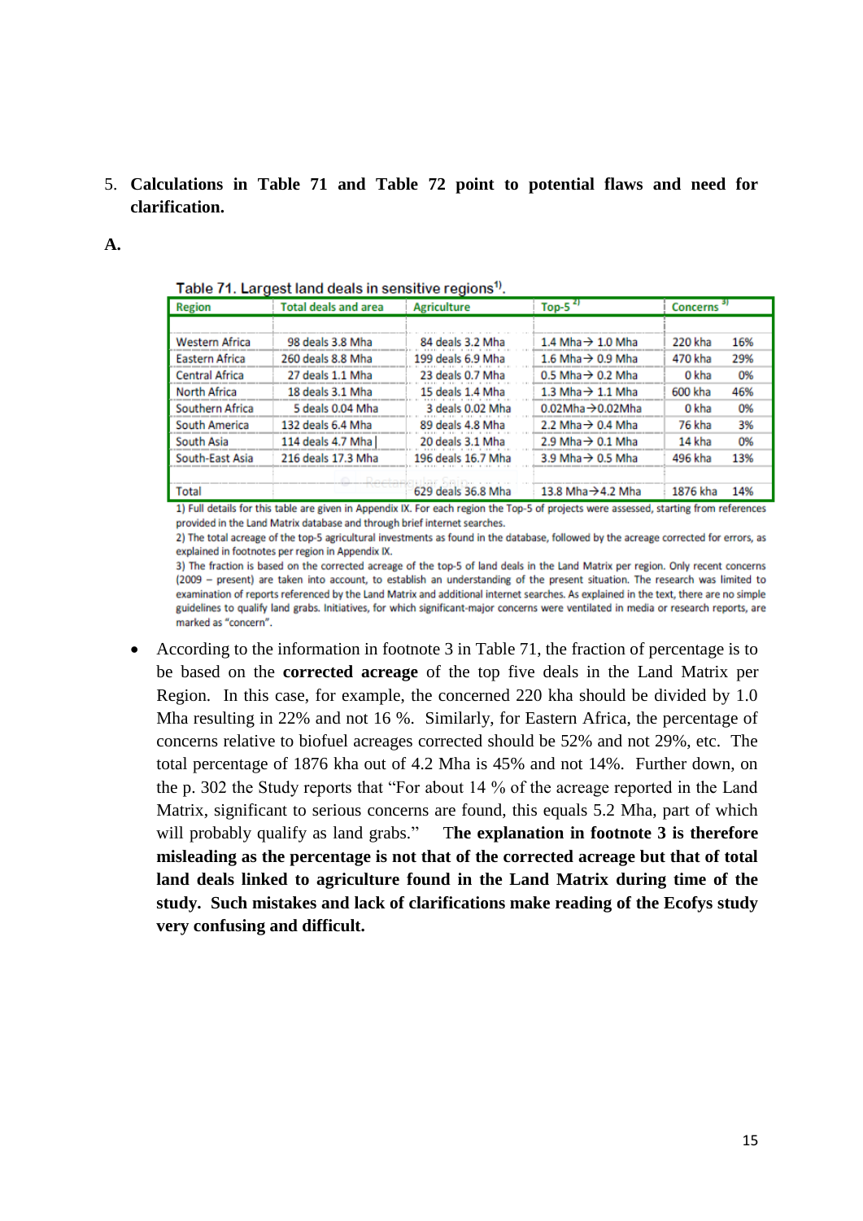5. **Calculations in Table 71 and Table 72 point to potential flaws and need for clarification.**

**A.**

Table 71. Largest land deals in sensitive regions[1].

| Region | Total deals and area | Agriculture | Top-5 [2] | Concerns [3] | |
|---|---|---|---|---|---|
| Western Africa | 98 deals 3.8 Mha | 84 deals 3.2 Mha | 1.4 Mha→ 1.0 Mha | 220 kha | 16% |
| Eastern Africa | 260 deals 8.8 Mha | 199 deals 6.9 Mha | 1.6 Mha→ 0.9 Mha | 470 kha | 29% |
| Central Africa | 27 deals 1.1 Mha | 23 deals 0.7 Mha | 0.5 Mha→ 0.2 Mha | 0 kha | 0% |
| North Africa | 18 deals 3.1 Mha | 15 deals 1.4 Mha | 1.3 Mha→ 1.1 Mha | 600 kha | 46% |
| Southern Africa | 5 deals 0.04 Mha | 3 deals 0.02 Mha | 0.02Mha→0.02Mha | 0 kha | 0% |
| South America | 132 deals 6.4 Mha | 89 deals 4.8 Mha | 2.2 Mha→ 0.4 Mha | 76 kha | 3% |
| South Asia | 114 deals 4.7 Mha | 20 deals 3.1 Mha | 2.9 Mha→ 0.1 Mha | 14 kha | 0% |
| South-East Asia | 216 deals 17.3 Mha | 196 deals 16.7 Mha | 3.9 Mha→ 0.5 Mha | 496 kha | 13% |
| Total | | 629 deals 36.8 Mha | 13.8 Mha→4.2 Mha | 1876 kha | 14% |

1) Full details for this table are given in Appendix IX. For each region the Top-5 of projects were assessed, starting from references provided in the Land Matrix database and through brief internet searches.

2) The total acreage of the top-5 agricultural investments as found in the database, followed by the acreage corrected for errors, as explained in footnotes per region in Appendix IX.

3) The fraction is based on the corrected acreage of the top-5 of land deals in the Land Matrix per region. Only recent concerns (2009 – present) are taken into account, to establish an understanding of the present situation. The research was limited to examination of reports referenced by the Land Matrix and additional internet searches. As explained in the text, there are no simple guidelines to qualify land grabs. Initiatives, for which significant-major concerns were ventilated in media or research reports, are marked as "concern".

- According to the information in footnote 3 in Table 71, the fraction of percentage is to be based on the **corrected acreage** of the top five deals in the Land Matrix per Region. In this case, for example, the concerned 220 kha should be divided by 1.0 Mha resulting in 22% and not 16 %. Similarly, for Eastern Africa, the percentage of concerns relative to biofuel acreages corrected should be 52% and not 29%, etc. The total percentage of 1876 kha out of 4.2 Mha is 45% and not 14%. Further down, on the p. 302 the Study reports that "For about 14 % of the acreage reported in the Land Matrix, significant to serious concerns are found, this equals 5.2 Mha, part of which will probably qualify as land grabs." T**he explanation in footnote 3 is therefore misleading as the percentage is not that of the corrected acreage but that of total land deals linked to agriculture found in the Land Matrix during time of the study. Such mistakes and lack of clarifications make reading of the Ecofys study very confusing and difficult.**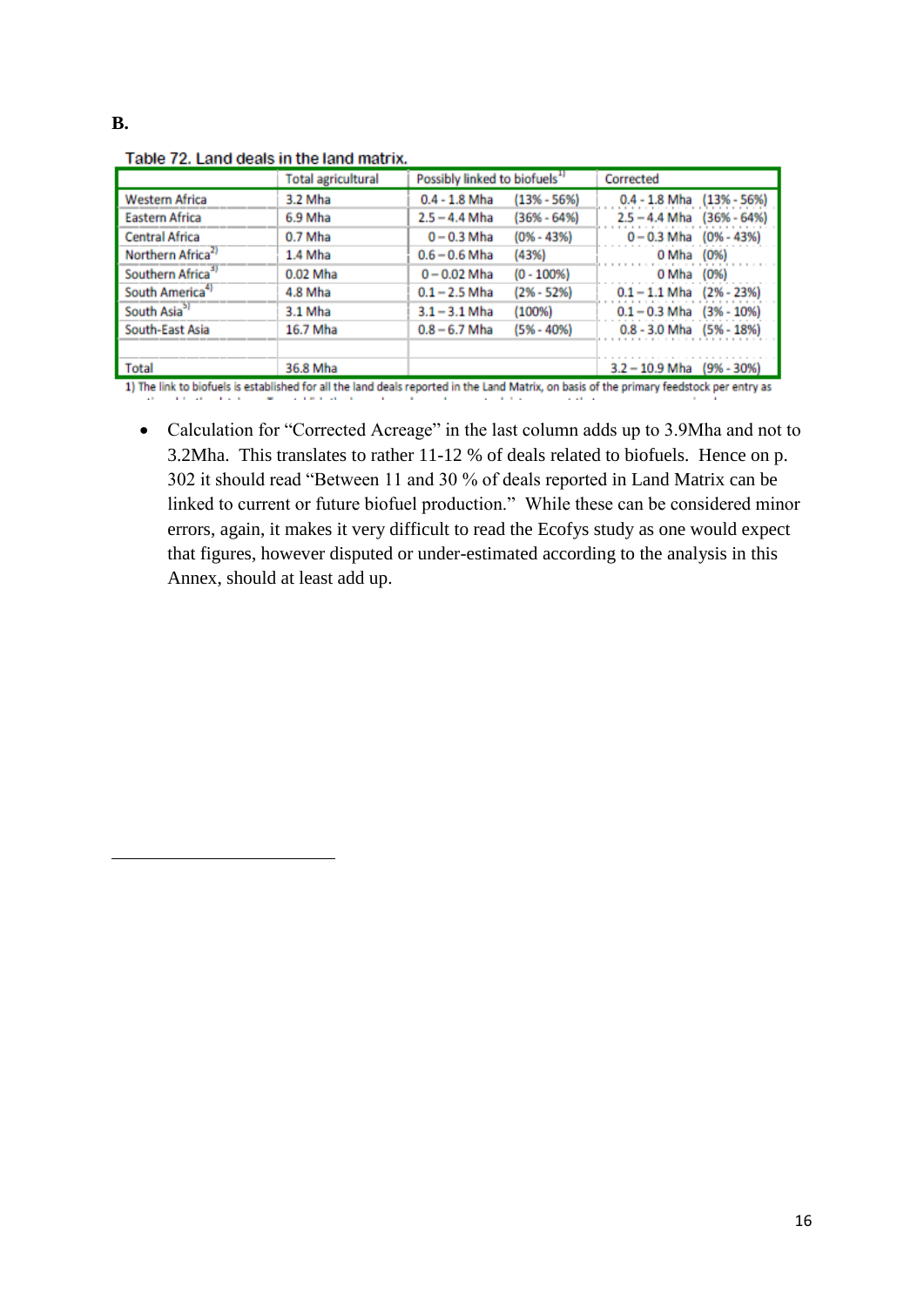**B.**

Table 72. Land deals in the land matrix.

| | Total agricultural | Possibly linked to biofuels[1] | | Corrected | |
|---|---|---|---|---|---|
| Western Africa | 3.2 Mha | 0.4 - 1.8 Mha | (13% - 56%) | 0.4 - 1.8 Mha | (13% - 56%) |
| Eastern Africa | 6.9 Mha | 2.5 – 4.4 Mha | (36% - 64%) | 2.5 – 4.4 Mha | (36% - 64%) |
| Central Africa | 0.7 Mha | 0 – 0.3 Mha | (0% - 43%) | 0 – 0.3 Mha | (0% - 43%) |
| Northern Africa[2] | 1.4 Mha | 0.6 – 0.6 Mha | (43%) | 0 Mha | (0%) |
| Southern Africa[3] | 0.02 Mha | 0 – 0.02 Mha | (0 - 100%) | 0 Mha | (0%) |
| South America[4] | 4.8 Mha | 0.1 – 2.5 Mha | (2% - 52%) | 0.1 – 1.1 Mha | (2% - 23%) |
| South Asia[5] | 3.1 Mha | 3.1 – 3.1 Mha | (100%) | 0.1 – 0.3 Mha | (3% - 10%) |
| South-East Asia | 16.7 Mha | 0.8 – 6.7 Mha | (5% - 40%) | 0.8 - 3.0 Mha | (5% - 18%) |
| | | | | | |
| Total | 36.8 Mha | | | 3.2 – 10.9 Mha | (9% - 30%) |

1) The link to biofuels is established for all the land deals reported in the Land Matrix, on basis of the primary feedstock per entry as

- Calculation for "Corrected Acreage" in the last column adds up to 3.9Mha and not to 3.2Mha. This translates to rather 11-12 % of deals related to biofuels. Hence on p. 302 it should read "Between 11 and 30 % of deals reported in Land Matrix can be linked to current or future biofuel production." While these can be considered minor errors, again, it makes it very difficult to read the Ecofys study as one would expect that figures, however disputed or under-estimated according to the analysis in this Annex, should at least add up.